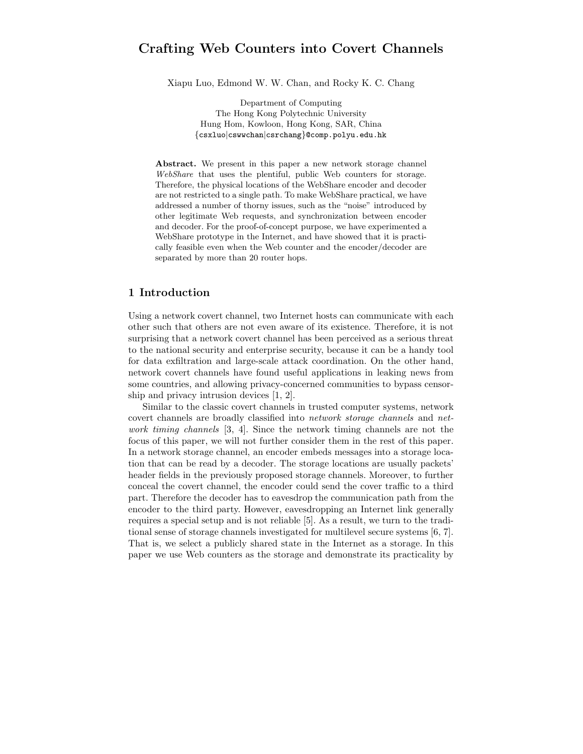# Crafting Web Counters into Covert Channels

Xiapu Luo, Edmond W. W. Chan, and Rocky K. C. Chang

Department of Computing  
The Hong Kong Polytechnic University  
Hung Hom, Kowloon, Hong Kong, SAR, China  
{csxluo|cswwchan|csrchang}@comp.polyu.edu.hk

**Abstract.** We present in this paper a new network storage channel *WebShare* that uses the plentiful, public Web counters for storage. Therefore, the physical locations of the WebShare encoder and decoder are not restricted to a single path. To make WebShare practical, we have addressed a number of thorny issues, such as the "noise" introduced by other legitimate Web requests, and synchronization between encoder and decoder. For the proof-of-concept purpose, we have experimented a WebShare prototype in the Internet, and have showed that it is practically feasible even when the Web counter and the encoder/decoder are separated by more than 20 router hops.

## 1 Introduction

Using a network covert channel, two Internet hosts can communicate with each other such that others are not even aware of its existence. Therefore, it is not surprising that a network covert channel has been perceived as a serious threat to the national security and enterprise security, because it can be a handy tool for data exfiltration and large-scale attack coordination. On the other hand, network covert channels have found useful applications in leaking news from some countries, and allowing privacy-concerned communities to bypass censorship and privacy intrusion devices [1, 2].

Similar to the classic covert channels in trusted computer systems, network covert channels are broadly classified into *network storage channels* and *network timing channels* [3, 4]. Since the network timing channels are not the focus of this paper, we will not further consider them in the rest of this paper. In a network storage channel, an encoder embeds messages into a storage location that can be read by a decoder. The storage locations are usually packets' header fields in the previously proposed storage channels. Moreover, to further conceal the covert channel, the encoder could send the cover traffic to a third part. Therefore the decoder has to eavesdrop the communication path from the encoder to the third party. However, eavesdropping an Internet link generally requires a special setup and is not reliable [5]. As a result, we turn to the traditional sense of storage channels investigated for multilevel secure systems [6, 7]. That is, we select a publicly shared state in the Internet as a storage. In this paper we use Web counters as the storage and demonstrate its practicality by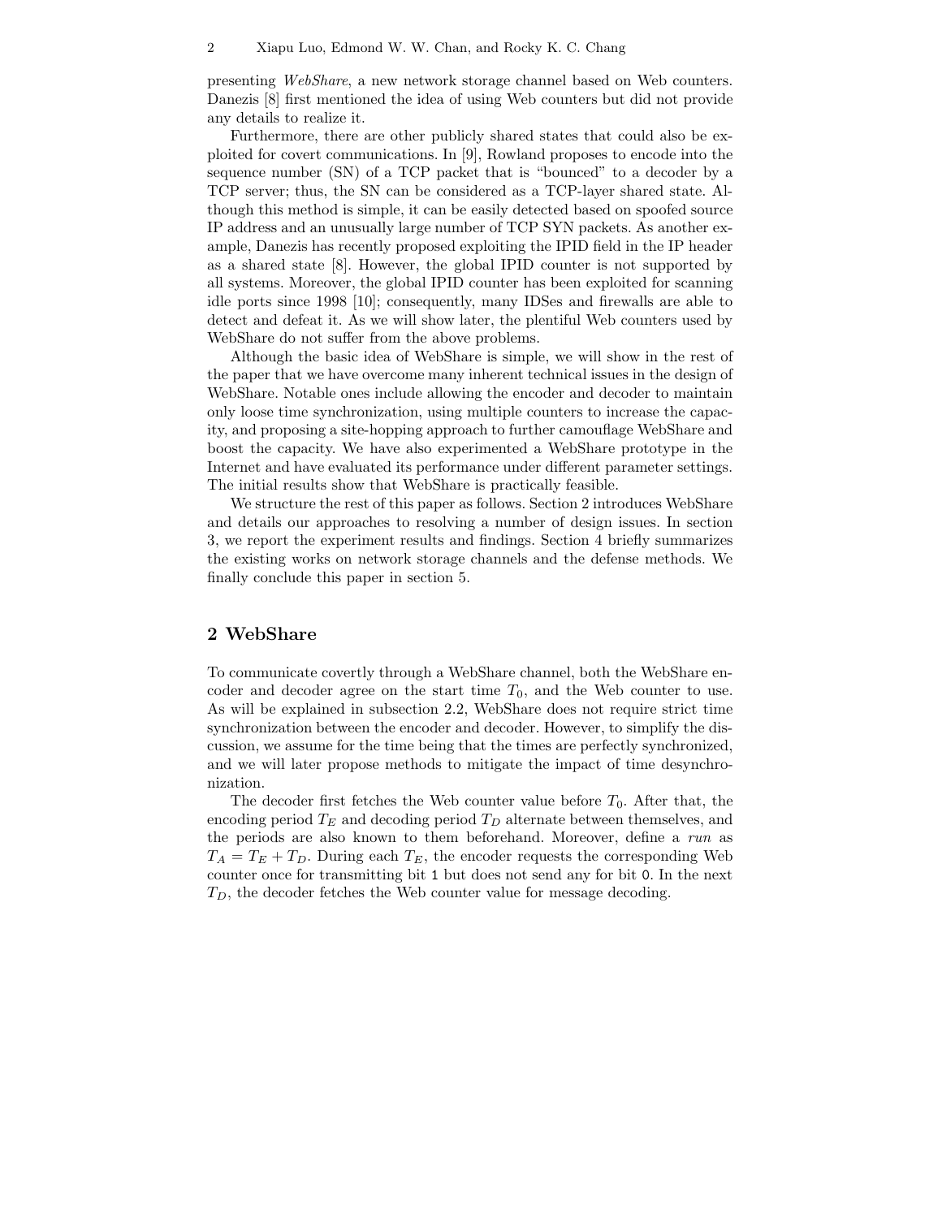presenting *WebShare*, a new network storage channel based on Web counters. Danezis [8] first mentioned the idea of using Web counters but did not provide any details to realize it.

Furthermore, there are other publicly shared states that could also be exploited for covert communications. In [9], Rowland proposes to encode into the sequence number (SN) of a TCP packet that is "bounced" to a decoder by a TCP server; thus, the SN can be considered as a TCP-layer shared state. Although this method is simple, it can be easily detected based on spoofed source IP address and an unusually large number of TCP SYN packets. As another example, Danezis has recently proposed exploiting the IPID field in the IP header as a shared state [8]. However, the global IPID counter is not supported by all systems. Moreover, the global IPID counter has been exploited for scanning idle ports since 1998 [10]; consequently, many IDSes and firewalls are able to detect and defeat it. As we will show later, the plentiful Web counters used by WebShare do not suffer from the above problems.

Although the basic idea of WebShare is simple, we will show in the rest of the paper that we have overcome many inherent technical issues in the design of WebShare. Notable ones include allowing the encoder and decoder to maintain only loose time synchronization, using multiple counters to increase the capacity, and proposing a site-hopping approach to further camouflage WebShare and boost the capacity. We have also experimented a WebShare prototype in the Internet and have evaluated its performance under different parameter settings. The initial results show that WebShare is practically feasible.

We structure the rest of this paper as follows. Section 2 introduces WebShare and details our approaches to resolving a number of design issues. In section 3, we report the experiment results and findings. Section 4 briefly summarizes the existing works on network storage channels and the defense methods. We finally conclude this paper in section 5.

## 2 WebShare

To communicate covertly through a WebShare channel, both the WebShare encoder and decoder agree on the start time $T_0$, and the Web counter to use. As will be explained in subsection 2.2, WebShare does not require strict time synchronization between the encoder and decoder. However, to simplify the discussion, we assume for the time being that the times are perfectly synchronized, and we will later propose methods to mitigate the impact of time desynchronization.

The decoder first fetches the Web counter value before $T_0$. After that, the encoding period $T_E$ and decoding period $T_D$ alternate between themselves, and the periods are also known to them beforehand. Moreover, define a *run* as $T_A = T_E + T_D$. During each $T_E$, the encoder requests the corresponding Web counter once for transmitting bit `1` but does not send any for bit `0`. In the next $T_D$, the decoder fetches the Web counter value for message decoding.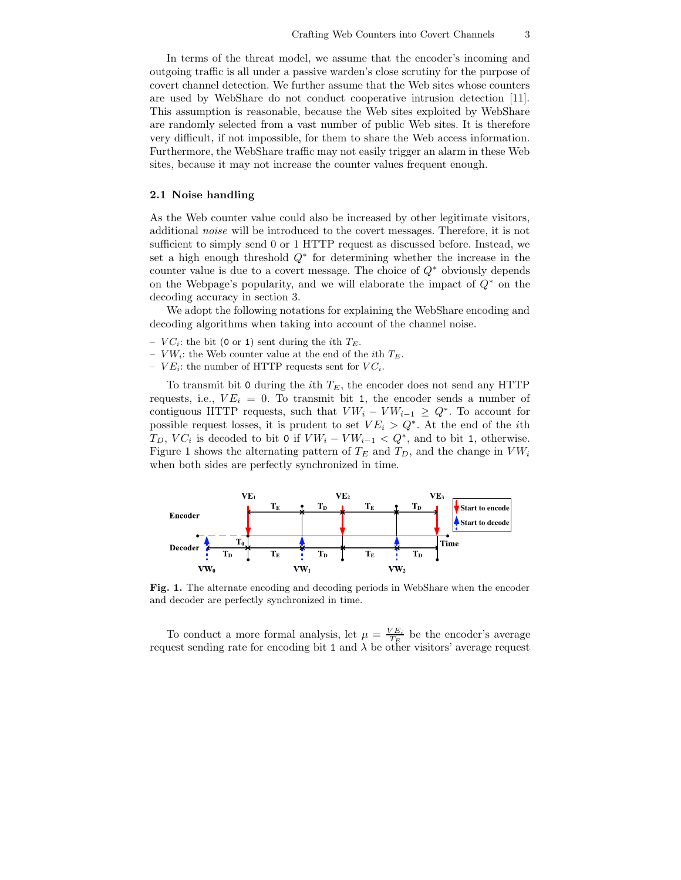In terms of the threat model, we assume that the encoder's incoming and outgoing traffic is all under a passive warden's close scrutiny for the purpose of covert channel detection. We further assume that the Web sites whose counters are used by WebShare do not conduct cooperative intrusion detection [11]. This assumption is reasonable, because the Web sites exploited by WebShare are randomly selected from a vast number of public Web sites. It is therefore very difficult, if not impossible, for them to share the Web access information. Furthermore, the WebShare traffic may not easily trigger an alarm in these Web sites, because it may not increase the counter values frequent enough.

### 2.1 Noise handling

As the Web counter value could also be increased by other legitimate visitors, additional *noise* will be introduced to the covert messages. Therefore, it is not sufficient to simply send 0 or 1 HTTP request as discussed before. Instead, we set a high enough threshold $Q^*$ for determining whether the increase in the counter value is due to a covert message. The choice of $Q^*$ obviously depends on the Webpage's popularity, and we will elaborate the impact of $Q^*$ on the decoding accuracy in section 3.

We adopt the following notations for explaining the WebShare encoding and decoding algorithms when taking into account of the channel noise.

- $VC_i$: the bit (0 or 1) sent during the $i$th $T_E$.
- $VW_i$: the Web counter value at the end of the $i$th $T_E$.
- $VE_i$: the number of HTTP requests sent for $VC_i$.

To transmit bit 0 during the $i$th $T_E$, the encoder does not send any HTTP requests, i.e., $VE_i = 0$. To transmit bit 1, the encoder sends a number of contiguous HTTP requests, such that $VW_i - VW_{i-1} \geq Q^*$. To account for possible request losses, it is prudent to set $VE_i > Q^*$. At the end of the $i$th $T_D$, $VC_i$ is decoded to bit 0 if $VW_i - VW_{i-1} < Q^*$, and to bit 1, otherwise. Figure 1 shows the alternating pattern of $T_E$ and $T_D$, and the change in $VW_i$ when both sides are perfectly synchronized in time.

**Fig. 1.** The alternate encoding and decoding periods in WebShare when the encoder and decoder are perfectly synchronized in time.

To conduct a more formal analysis, let $\mu = \frac{VE_i}{T_E}$ be the encoder's average request sending rate for encoding bit 1 and $\lambda$ be other visitors' average request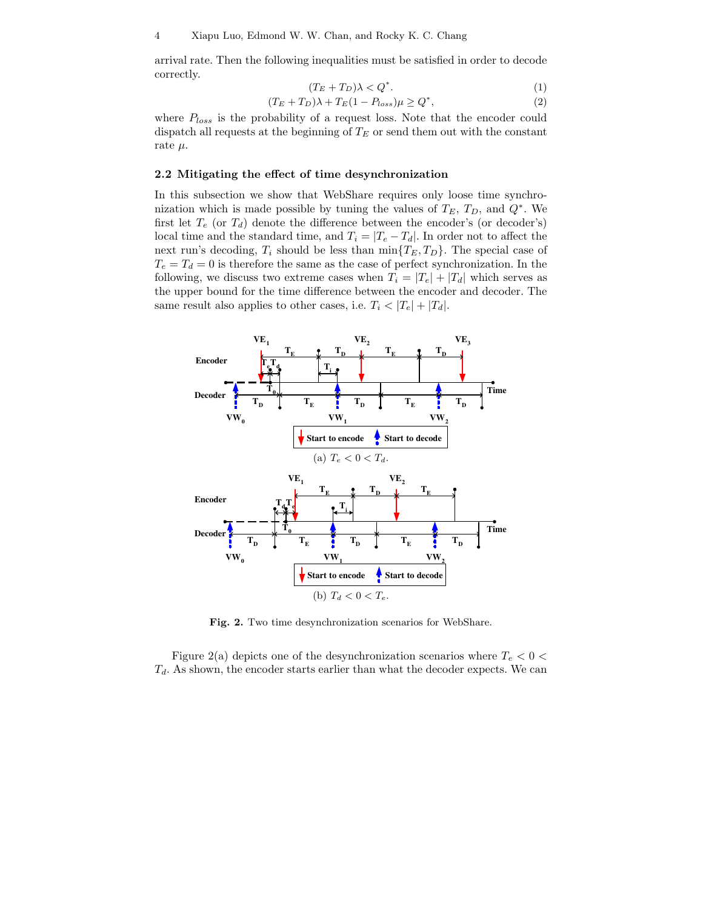arrival rate. Then the following inequalities must be satisfied in order to decode correctly.

$$(T_E + T_D)\lambda < Q^*. \tag{1}$$

$$(T_E + T_D)\lambda + T_E(1 - P_{loss})\mu \geq Q^*, \tag{2}$$

where $P_{loss}$ is the probability of a request loss. Note that the encoder could dispatch all requests at the beginning of $T_E$ or send them out with the constant rate $\mu$.

### 2.2 Mitigating the effect of time desynchronization

In this subsection we show that WebShare requires only loose time synchronization which is made possible by tuning the values of $T_E$, $T_D$, and $Q^*$. We first let $T_e$ (or $T_d$) denote the difference between the encoder's (or decoder's) local time and the standard time, and $T_i = |T_e - T_d|$. In order not to affect the next run's decoding, $T_i$ should be less than $\min\{T_E, T_D\}$. The special case of $T_e = T_d = 0$ is therefore the same as the case of perfect synchronization. In the following, we discuss two extreme cases when $T_i = |T_e| + |T_d|$ which serves as the upper bound for the time difference between the encoder and decoder. The same result also applies to other cases, i.e. $T_i < |T_e| + |T_d|$.

(a) $T_e < 0 < T_d$.

(b) $T_d < 0 < T_e$.

**Fig. 2.** Two time desynchronization scenarios for WebShare.

Figure 2(a) depicts one of the desynchronization scenarios where $T_e < 0 < T_d$. As shown, the encoder starts earlier than what the decoder expects. We can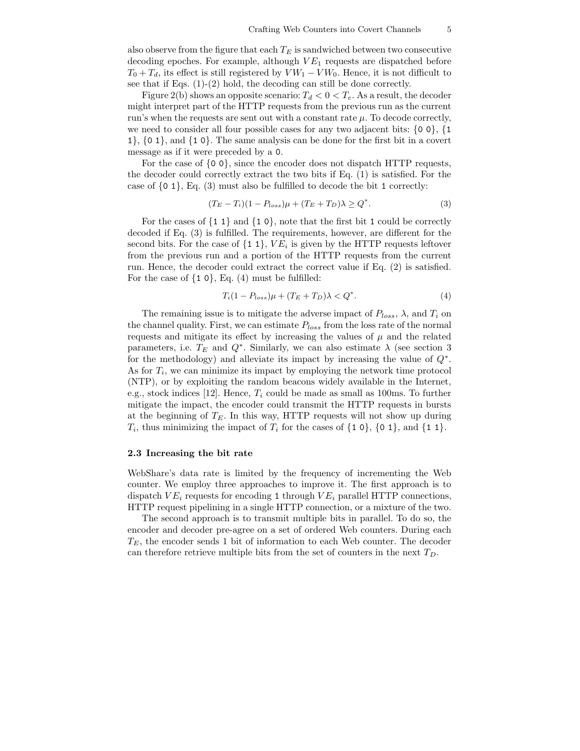also observe from the figure that each $T_E$ is sandwiched between two consecutive decoding epoches. For example, although $VE_1$ requests are dispatched before $T_0 + T_d$, its effect is still registered by $VW_1 - VW_0$. Hence, it is not difficult to see that if Eqs. (1)-(2) hold, the decoding can still be done correctly.

Figure 2(b) shows an opposite scenario: $T_d < 0 < T_e$. As a result, the decoder might interpret part of the HTTP requests from the previous run as the current run's when the requests are sent out with a constant rate $\mu$. To decode correctly, we need to consider all four possible cases for any two adjacent bits: {`0 0`}, {`1 1`}, {`0 1`}, and {`1 0`}. The same analysis can be done for the first bit in a covert message as if it were preceded by a `0`.

For the case of {`0 0`}, since the encoder does not dispatch HTTP requests, the decoder could correctly extract the two bits if Eq. (1) is satisfied. For the case of {`0 1`}, Eq. (3) must also be fulfilled to decode the bit `1` correctly:

$$(T_E - T_i)(1 - P_{loss})\mu + (T_E + T_D)\lambda \geq Q^*. \tag{3}$$

For the cases of {`1 1`} and {`1 0`}, note that the first bit `1` could be correctly decoded if Eq. (3) is fulfilled. The requirements, however, are different for the second bits. For the case of {`1 1`}, $VE_i$ is given by the HTTP requests leftover from the previous run and a portion of the HTTP requests from the current run. Hence, the decoder could extract the correct value if Eq. (2) is satisfied. For the case of {`1 0`}, Eq. (4) must be fulfilled:

$$T_i(1 - P_{loss})\mu + (T_E + T_D)\lambda < Q^*. \tag{4}$$

The remaining issue is to mitigate the adverse impact of $P_{loss}$, $\lambda$, and $T_i$ on the channel quality. First, we can estimate $P_{loss}$ from the loss rate of the normal requests and mitigate its effect by increasing the values of $\mu$ and the related parameters, i.e. $T_E$ and $Q^*$. Similarly, we can also estimate $\lambda$ (see section 3 for the methodology) and alleviate its impact by increasing the value of $Q^*$. As for $T_i$, we can minimize its impact by employing the network time protocol (NTP), or by exploiting the random beacons widely available in the Internet, e.g., stock indices [12]. Hence, $T_i$ could be made as small as 100ms. To further mitigate the impact, the encoder could transmit the HTTP requests in bursts at the beginning of $T_E$. In this way, HTTP requests will not show up during $T_i$, thus minimizing the impact of $T_i$ for the cases of {`1 0`}, {`0 1`}, and {`1 1`}.

### 2.3 Increasing the bit rate

WebShare's data rate is limited by the frequency of incrementing the Web counter. We employ three approaches to improve it. The first approach is to dispatch $VE_i$ requests for encoding `1` through $VE_i$ parallel HTTP connections, HTTP request pipelining in a single HTTP connection, or a mixture of the two.

The second approach is to transmit multiple bits in parallel. To do so, the encoder and decoder pre-agree on a set of ordered Web counters. During each $T_E$, the encoder sends 1 bit of information to each Web counter. The decoder can therefore retrieve multiple bits from the set of counters in the next $T_D$.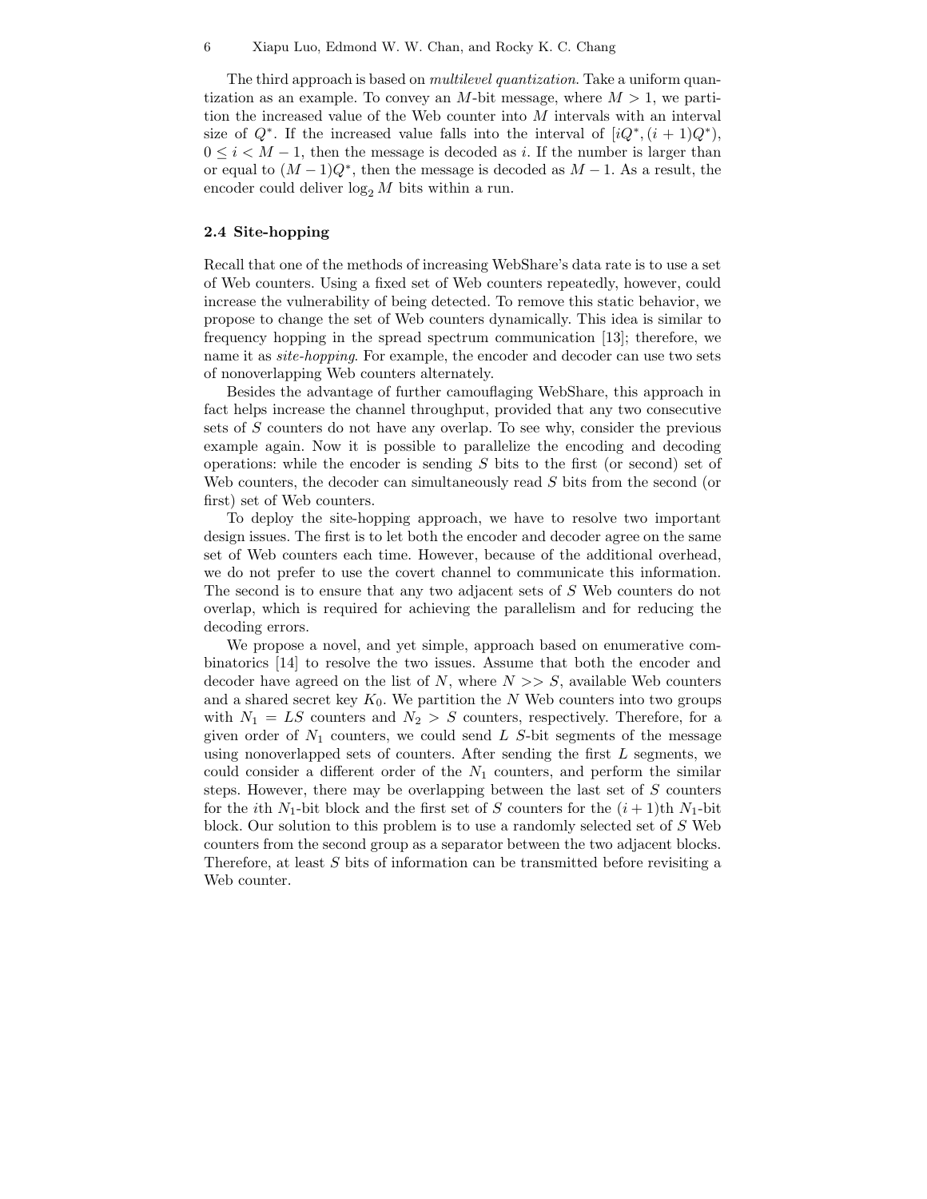The third approach is based on *multilevel quantization*. Take a uniform quantization as an example. To convey an $M$-bit message, where $M > 1$, we partition the increased value of the Web counter into $M$ intervals with an interval size of $Q^*$. If the increased value falls into the interval of $[iQ^*, (i+1)Q^*)$, $0 \leq i < M-1$, then the message is decoded as $i$. If the number is larger than or equal to $(M-1)Q^*$, then the message is decoded as $M-1$. As a result, the encoder could deliver $\log_2 M$ bits within a run.

### 2.4 Site-hopping

Recall that one of the methods of increasing WebShare's data rate is to use a set of Web counters. Using a fixed set of Web counters repeatedly, however, could increase the vulnerability of being detected. To remove this static behavior, we propose to change the set of Web counters dynamically. This idea is similar to frequency hopping in the spread spectrum communication [13]; therefore, we name it as *site-hopping*. For example, the encoder and decoder can use two sets of nonoverlapping Web counters alternately.

Besides the advantage of further camouflaging WebShare, this approach in fact helps increase the channel throughput, provided that any two consecutive sets of $S$ counters do not have any overlap. To see why, consider the previous example again. Now it is possible to parallelize the encoding and decoding operations: while the encoder is sending $S$ bits to the first (or second) set of Web counters, the decoder can simultaneously read $S$ bits from the second (or first) set of Web counters.

To deploy the site-hopping approach, we have to resolve two important design issues. The first is to let both the encoder and decoder agree on the same set of Web counters each time. However, because of the additional overhead, we do not prefer to use the covert channel to communicate this information. The second is to ensure that any two adjacent sets of $S$ Web counters do not overlap, which is required for achieving the parallelism and for reducing the decoding errors.

We propose a novel, and yet simple, approach based on enumerative combinatorics [14] to resolve the two issues. Assume that both the encoder and decoder have agreed on the list of $N$, where $N >> S$, available Web counters and a shared secret key $K_0$. We partition the $N$ Web counters into two groups with $N_1 = LS$ counters and $N_2 > S$ counters, respectively. Therefore, for a given order of $N_1$ counters, we could send $L$ $S$-bit segments of the message using nonoverlapped sets of counters. After sending the first $L$ segments, we could consider a different order of the $N_1$ counters, and perform the similar steps. However, there may be overlapping between the last set of $S$ counters for the $i$th $N_1$-bit block and the first set of $S$ counters for the $(i+1)$th $N_1$-bit block. Our solution to this problem is to use a randomly selected set of $S$ Web counters from the second group as a separator between the two adjacent blocks. Therefore, at least $S$ bits of information can be transmitted before revisiting a Web counter.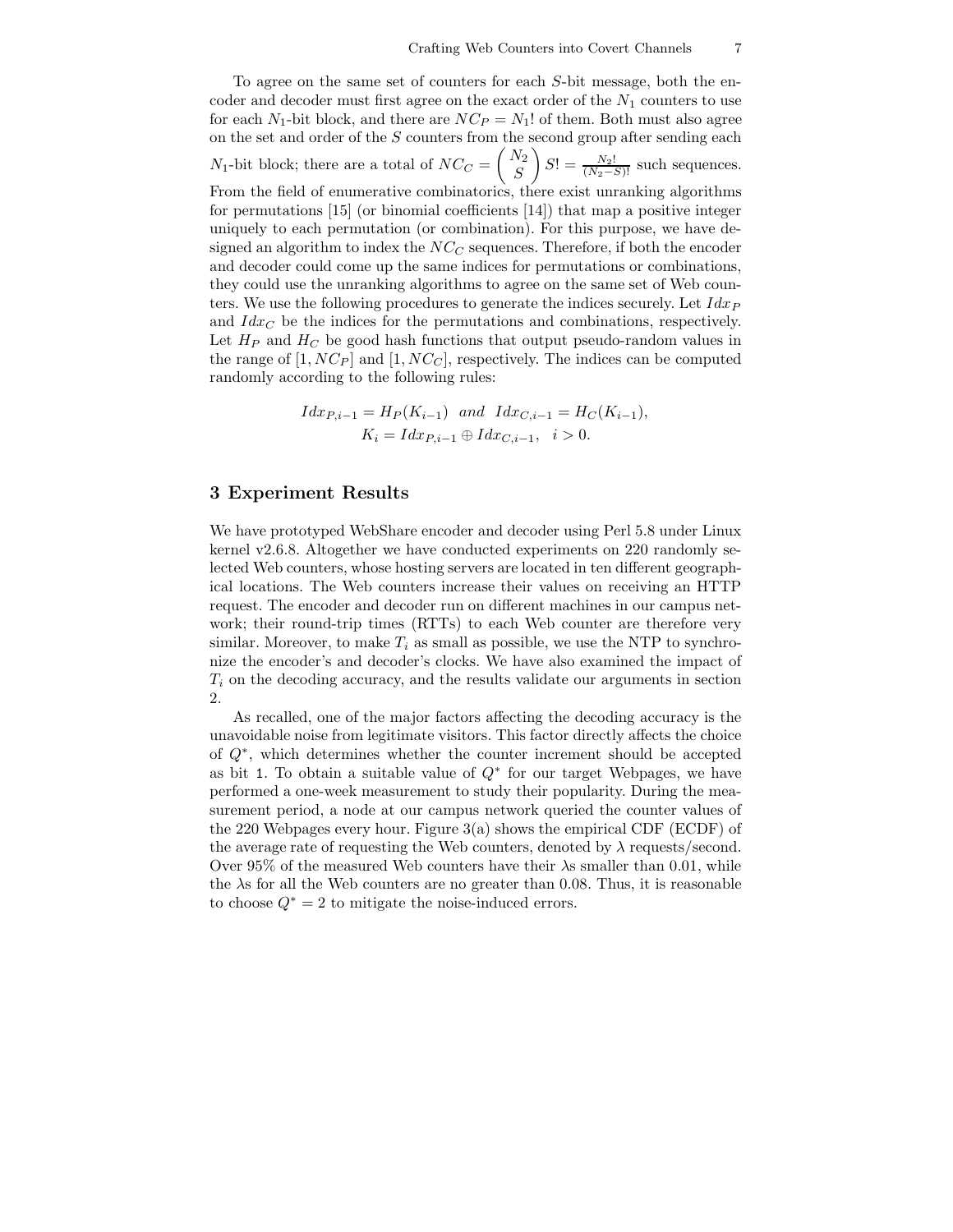To agree on the same set of counters for each $S$-bit message, both the encoder and decoder must first agree on the exact order of the $N_1$ counters to use for each $N_1$-bit block, and there are $NC_P = N_1!$ of them. Both must also agree on the set and order of the $S$ counters from the second group after sending each $N_1$-bit block; there are a total of $NC_C = \binom{N_2}{S} S! = \frac{N_2!}{(N_2-S)!}$ such sequences. From the field of enumerative combinatorics, there exist unranking algorithms for permutations [15] (or binomial coefficients [14]) that map a positive integer uniquely to each permutation (or combination). For this purpose, we have designed an algorithm to index the $NC_C$ sequences. Therefore, if both the encoder and decoder could come up the same indices for permutations or combinations, they could use the unranking algorithms to agree on the same set of Web counters. We use the following procedures to generate the indices securely. Let $Idx_P$ and $Idx_C$ be the indices for the permutations and combinations, respectively. Let $H_P$ and $H_C$ be good hash functions that output pseudo-random values in the range of $[1, NC_P]$ and $[1, NC_C]$, respectively. The indices can be computed randomly according to the following rules:

$$Idx_{P,i-1} = H_P(K_{i-1}) \;\; and \;\; Idx_{C,i-1} = H_C(K_{i-1}),$$
$$K_i = Idx_{P,i-1} \oplus Idx_{C,i-1}, \;\; i > 0.$$

## 3 Experiment Results

We have prototyped WebShare encoder and decoder using Perl 5.8 under Linux kernel v2.6.8. Altogether we have conducted experiments on 220 randomly selected Web counters, whose hosting servers are located in ten different geographical locations. The Web counters increase their values on receiving an HTTP request. The encoder and decoder run on different machines in our campus network; their round-trip times (RTTs) to each Web counter are therefore very similar. Moreover, to make $T_i$ as small as possible, we use the NTP to synchronize the encoder's and decoder's clocks. We have also examined the impact of $T_i$ on the decoding accuracy, and the results validate our arguments in section 2.

As recalled, one of the major factors affecting the decoding accuracy is the unavoidable noise from legitimate visitors. This factor directly affects the choice of $Q^*$, which determines whether the counter increment should be accepted as bit 1. To obtain a suitable value of $Q^*$ for our target Webpages, we have performed a one-week measurement to study their popularity. During the measurement period, a node at our campus network queried the counter values of the 220 Webpages every hour. Figure 3(a) shows the empirical CDF (ECDF) of the average rate of requesting the Web counters, denoted by $\lambda$ requests/second. Over 95% of the measured Web counters have their $\lambda$s smaller than 0.01, while the $\lambda$s for all the Web counters are no greater than 0.08. Thus, it is reasonable to choose $Q^* = 2$ to mitigate the noise-induced errors.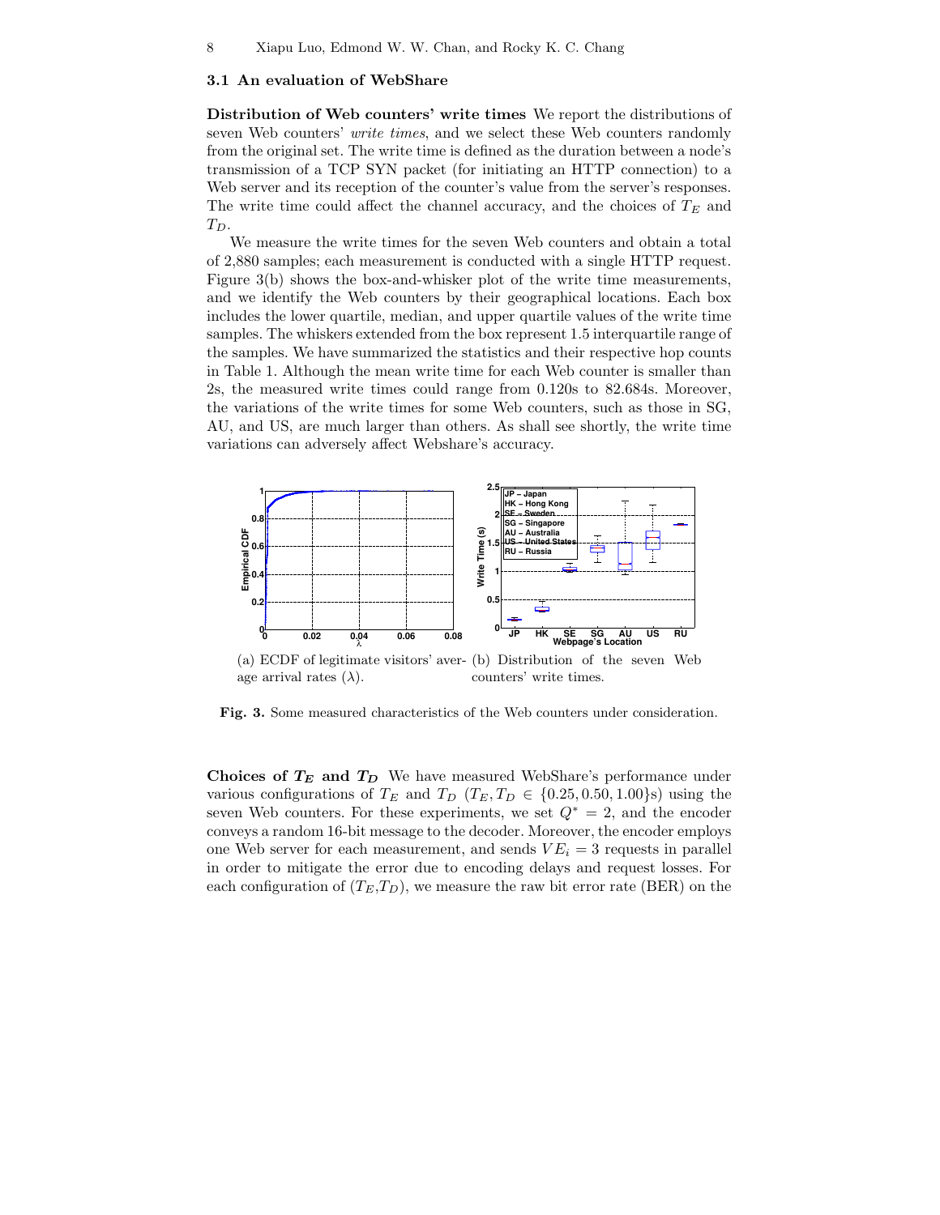### 3.1 An evaluation of WebShare

**Distribution of Web counters' write times** We report the distributions of seven Web counters' *write times*, and we select these Web counters randomly from the original set. The write time is defined as the duration between a node's transmission of a TCP SYN packet (for initiating an HTTP connection) to a Web server and its reception of the counter's value from the server's responses. The write time could affect the channel accuracy, and the choices of $T_E$ and $T_D$.

We measure the write times for the seven Web counters and obtain a total of 2,880 samples; each measurement is conducted with a single HTTP request. Figure 3(b) shows the box-and-whisker plot of the write time measurements, and we identify the Web counters by their geographical locations. Each box includes the lower quartile, median, and upper quartile values of the write time samples. The whiskers extended from the box represent 1.5 interquartile range of the samples. We have summarized the statistics and their respective hop counts in Table 1. Although the mean write time for each Web counter is smaller than 2s, the measured write times could range from 0.120s to 82.684s. Moreover, the variations of the write times for some Web counters, such as those in SG, AU, and US, are much larger than others. As shall see shortly, the write time variations can adversely affect Webshare's accuracy.

(a) ECDF of legitimate visitors' average arrival rates ($\lambda$).

(b) Distribution of the seven Web counters' write times.

**Fig. 3.** Some measured characteristics of the Web counters under consideration.

**Choices of $T_E$ and $T_D$** We have measured WebShare's performance under various configurations of $T_E$ and $T_D$ ($T_E, T_D \in \{0.25, 0.50, 1.00\}$s) using the seven Web counters. For these experiments, we set $Q^* = 2$, and the encoder conveys a random 16-bit message to the decoder. Moreover, the encoder employs one Web server for each measurement, and sends $VE_i = 3$ requests in parallel in order to mitigate the error due to encoding delays and request losses. For each configuration of ($T_E$,$T_D$), we measure the raw bit error rate (BER) on the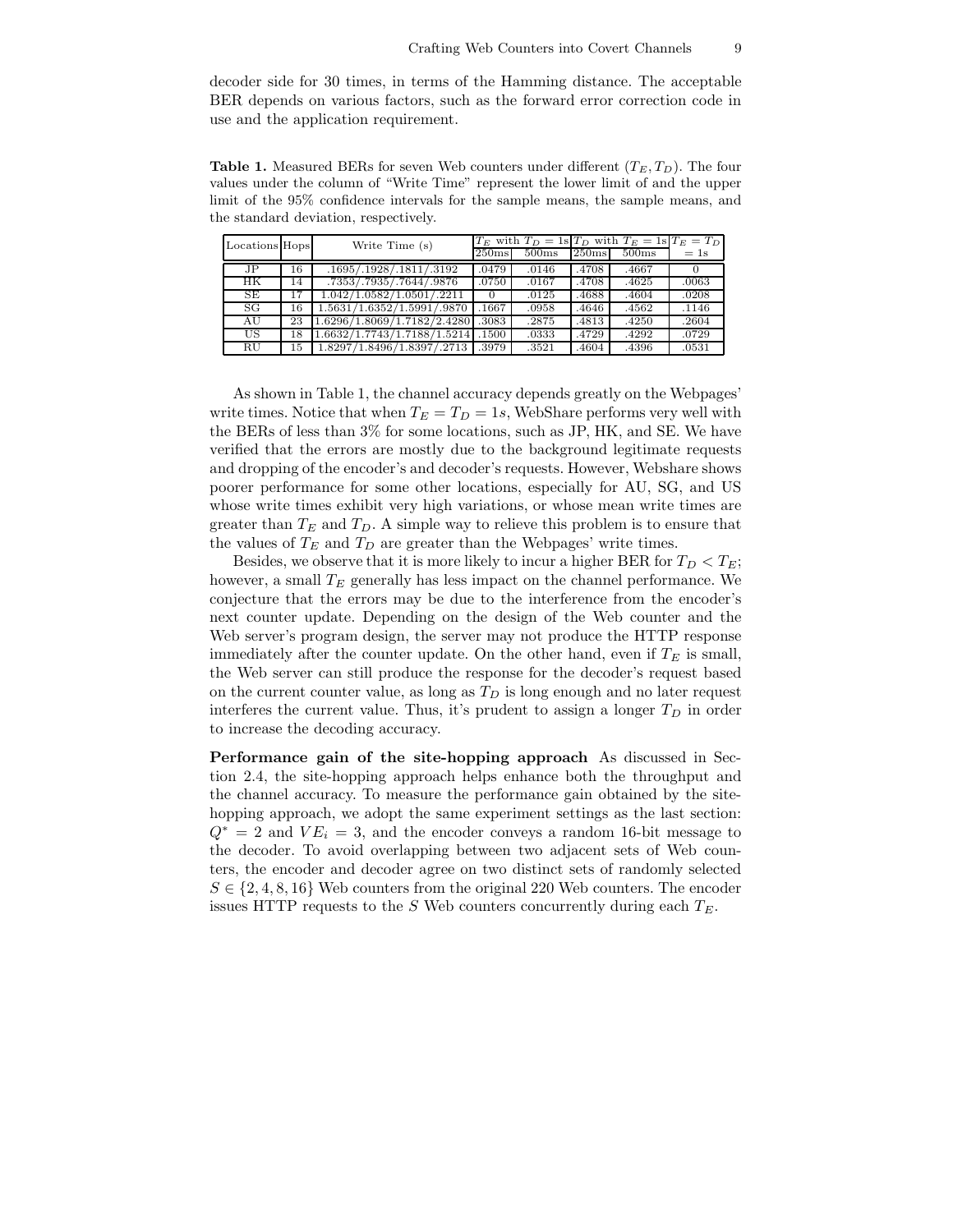decoder side for 30 times, in terms of the Hamming distance. The acceptable BER depends on various factors, such as the forward error correction code in use and the application requirement.

**Table 1.** Measured BERs for seven Web counters under different $(T_E, T_D)$. The four values under the column of "Write Time" represent the lower limit of and the upper limit of the 95% confidence intervals for the sample means, the sample means, and the standard deviation, respectively.

| Locations | Hops | Write Time (s) | $T_E$ with $T_D = 1$s | | $T_D$ with $T_E = 1$s | | $T_E = T_D$ |
|---|---|---|---|---|---|---|---|
| | | | 250ms | 500ms | 250ms | 500ms | = 1s |
| JP | 16 | .1695/.1928/.1811/.3192 | .0479 | .0146 | .4708 | .4667 | 0 |
| HK | 14 | .7353/.7935/.7644/.9876 | .0750 | .0167 | .4708 | .4625 | .0063 |
| SE | 17 | 1.042/1.0582/1.0501/.2211 | 0 | .0125 | .4688 | .4604 | .0208 |
| SG | 16 | 1.5631/1.6352/1.5991/.9870 | .1667 | .0958 | .4646 | .4562 | .1146 |
| AU | 23 | 1.6296/1.8069/1.7182/2.4280 | .3083 | .2875 | .4813 | .4250 | .2604 |
| US | 18 | 1.6632/1.7743/1.7188/1.5214 | .1500 | .0333 | .4729 | .4292 | .0729 |
| RU | 15 | 1.8297/1.8496/1.8397/.2713 | .3979 | .3521 | .4604 | .4396 | .0531 |

As shown in Table 1, the channel accuracy depends greatly on the Webpages' write times. Notice that when $T_E = T_D = 1s$, WebShare performs very well with the BERs of less than 3% for some locations, such as JP, HK, and SE. We have verified that the errors are mostly due to the background legitimate requests and dropping of the encoder's and decoder's requests. However, Webshare shows poorer performance for some other locations, especially for AU, SG, and US whose write times exhibit very high variations, or whose mean write times are greater than $T_E$ and $T_D$. A simple way to relieve this problem is to ensure that the values of $T_E$ and $T_D$ are greater than the Webpages' write times.

Besides, we observe that it is more likely to incur a higher BER for $T_D < T_E$; however, a small $T_E$ generally has less impact on the channel performance. We conjecture that the errors may be due to the interference from the encoder's next counter update. Depending on the design of the Web counter and the Web server's program design, the server may not produce the HTTP response immediately after the counter update. On the other hand, even if $T_E$ is small, the Web server can still produce the response for the decoder's request based on the current counter value, as long as $T_D$ is long enough and no later request interferes the current value. Thus, it's prudent to assign a longer $T_D$ in order to increase the decoding accuracy.

**Performance gain of the site-hopping approach** As discussed in Section 2.4, the site-hopping approach helps enhance both the throughput and the channel accuracy. To measure the performance gain obtained by the site-hopping approach, we adopt the same experiment settings as the last section: $Q^* = 2$ and $VE_i = 3$, and the encoder conveys a random 16-bit message to the decoder. To avoid overlapping between two adjacent sets of Web counters, the encoder and decoder agree on two distinct sets of randomly selected $S \in \{2, 4, 8, 16\}$ Web counters from the original 220 Web counters. The encoder issues HTTP requests to the $S$ Web counters concurrently during each $T_E$.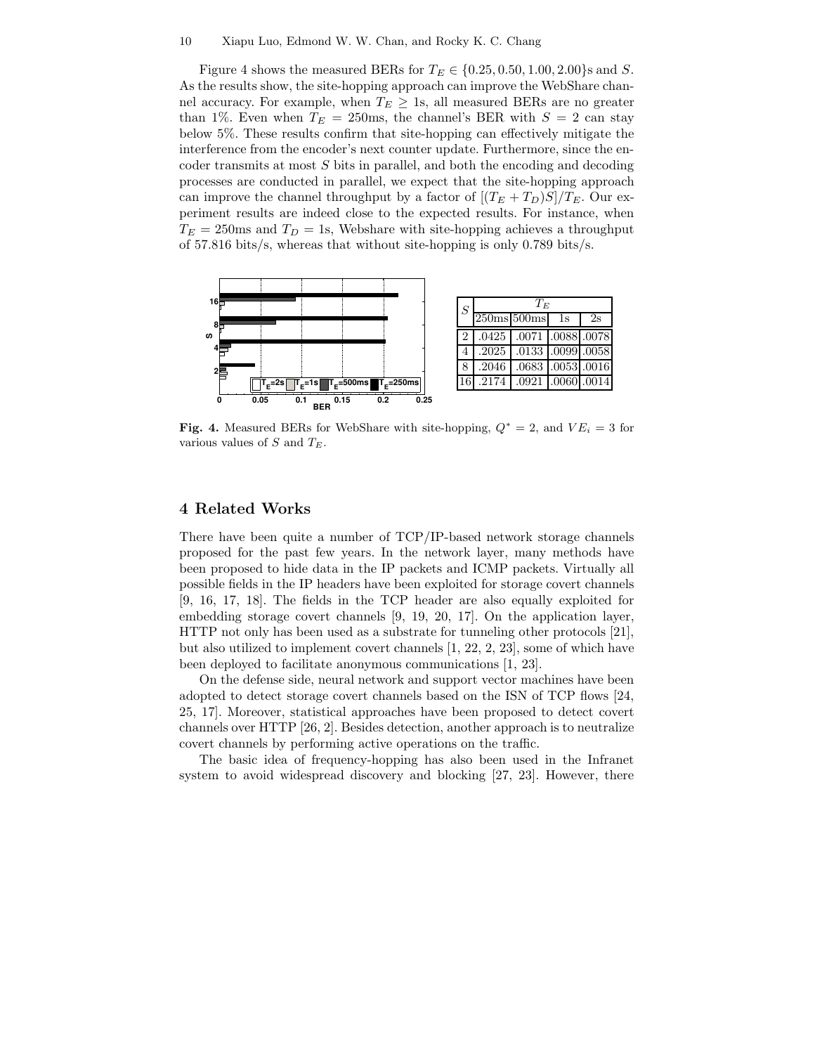Figure 4 shows the measured BERs for $T_E \in \{0.25, 0.50, 1.00, 2.00\}$s and $S$. As the results show, the site-hopping approach can improve the WebShare channel accuracy. For example, when $T_E \geq 1$s, all measured BERs are no greater than 1%. Even when $T_E = 250$ms, the channel's BER with $S = 2$ can stay below 5%. These results confirm that site-hopping can effectively mitigate the interference from the encoder's next counter update. Furthermore, since the encoder transmits at most $S$ bits in parallel, and both the encoding and decoding processes are conducted in parallel, we expect that the site-hopping approach can improve the channel throughput by a factor of $[(T_E + T_D)S]/T_E$. Our experiment results are indeed close to the expected results. For instance, when $T_E = 250$ms and $T_D = 1$s, Webshare with site-hopping achieves a throughput of 57.816 bits/s, whereas that without site-hopping is only 0.789 bits/s.

| $S$ | $T_E$ | | | |
|---|---|---|---|---|
| | 250ms | 500ms | 1s | 2s |
| 2 | .0425 | .0071 | .0088 | .0078 |
| 4 | .2025 | .0133 | .0099 | .0058 |
| 8 | .2046 | .0683 | .0053 | .0016 |
| 16 | .2174 | .0921 | .0060 | .0014 |

**Fig. 4.** Measured BERs for WebShare with site-hopping, $Q^* = 2$, and $VE_i = 3$ for various values of $S$ and $T_E$.

## 4 Related Works

There have been quite a number of TCP/IP-based network storage channels proposed for the past few years. In the network layer, many methods have been proposed to hide data in the IP packets and ICMP packets. Virtually all possible fields in the IP headers have been exploited for storage covert channels [9, 16, 17, 18]. The fields in the TCP header are also equally exploited for embedding storage covert channels [9, 19, 20, 17]. On the application layer, HTTP not only has been used as a substrate for tunneling other protocols [21], but also utilized to implement covert channels [1, 22, 2, 23], some of which have been deployed to facilitate anonymous communications [1, 23].

On the defense side, neural network and support vector machines have been adopted to detect storage covert channels based on the ISN of TCP flows [24, 25, 17]. Moreover, statistical approaches have been proposed to detect covert channels over HTTP [26, 2]. Besides detection, another approach is to neutralize covert channels by performing active operations on the traffic.

The basic idea of frequency-hopping has also been used in the Infranet system to avoid widespread discovery and blocking [27, 23]. However, there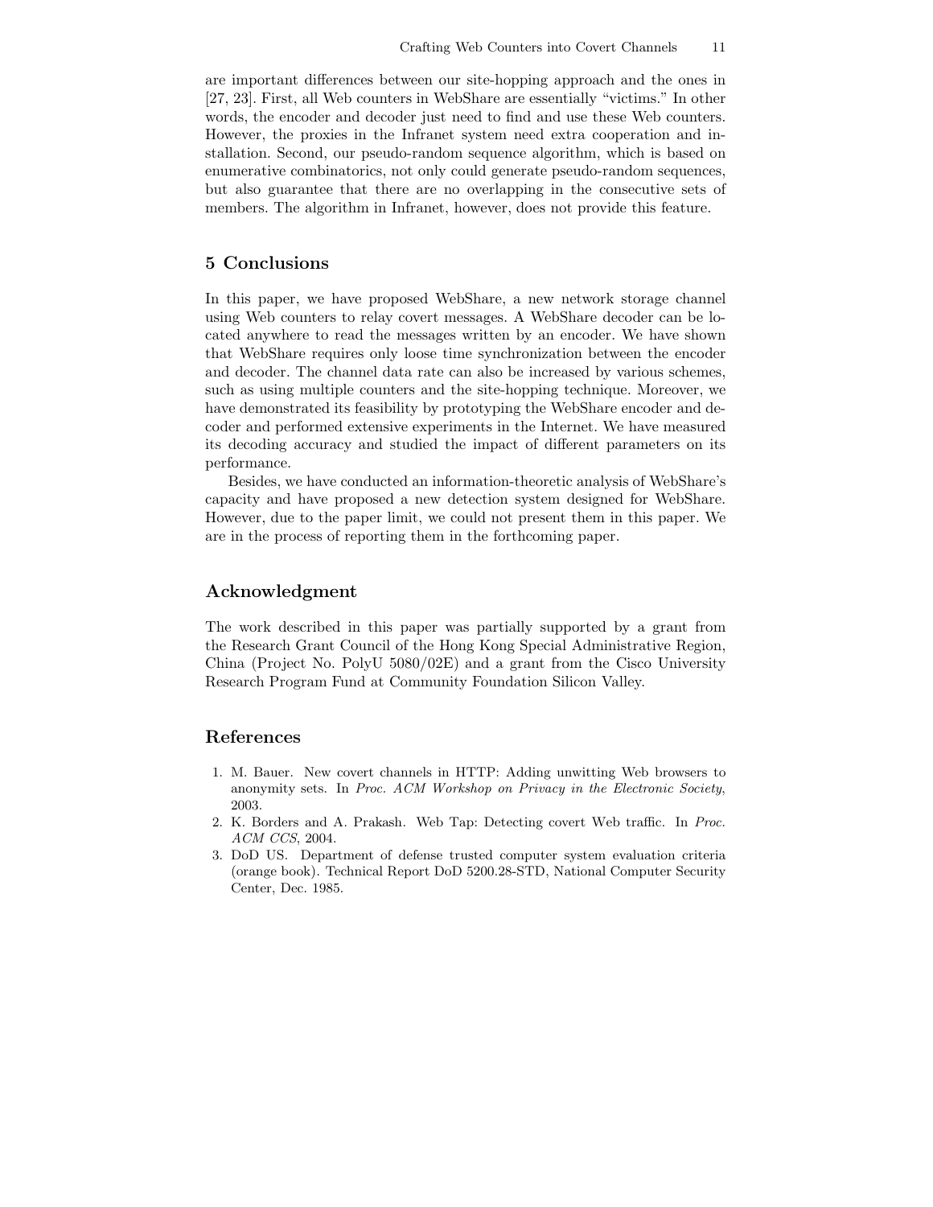are important differences between our site-hopping approach and the ones in [27, 23]. First, all Web counters in WebShare are essentially "victims." In other words, the encoder and decoder just need to find and use these Web counters. However, the proxies in the Infranet system need extra cooperation and installation. Second, our pseudo-random sequence algorithm, which is based on enumerative combinatorics, not only could generate pseudo-random sequences, but also guarantee that there are no overlapping in the consecutive sets of members. The algorithm in Infranet, however, does not provide this feature.

## 5 Conclusions

In this paper, we have proposed WebShare, a new network storage channel using Web counters to relay covert messages. A WebShare decoder can be located anywhere to read the messages written by an encoder. We have shown that WebShare requires only loose time synchronization between the encoder and decoder. The channel data rate can also be increased by various schemes, such as using multiple counters and the site-hopping technique. Moreover, we have demonstrated its feasibility by prototyping the WebShare encoder and decoder and performed extensive experiments in the Internet. We have measured its decoding accuracy and studied the impact of different parameters on its performance.

Besides, we have conducted an information-theoretic analysis of WebShare's capacity and have proposed a new detection system designed for WebShare. However, due to the paper limit, we could not present them in this paper. We are in the process of reporting them in the forthcoming paper.

## Acknowledgment

The work described in this paper was partially supported by a grant from the Research Grant Council of the Hong Kong Special Administrative Region, China (Project No. PolyU 5080/02E) and a grant from the Cisco University Research Program Fund at Community Foundation Silicon Valley.

## References

1. M. Bauer. New covert channels in HTTP: Adding unwitting Web browsers to anonymity sets. In *Proc. ACM Workshop on Privacy in the Electronic Society*, 2003.
2. K. Borders and A. Prakash. Web Tap: Detecting covert Web traffic. In *Proc. ACM CCS*, 2004.
3. DoD US. Department of defense trusted computer system evaluation criteria (orange book). Technical Report DoD 5200.28-STD, National Computer Security Center, Dec. 1985.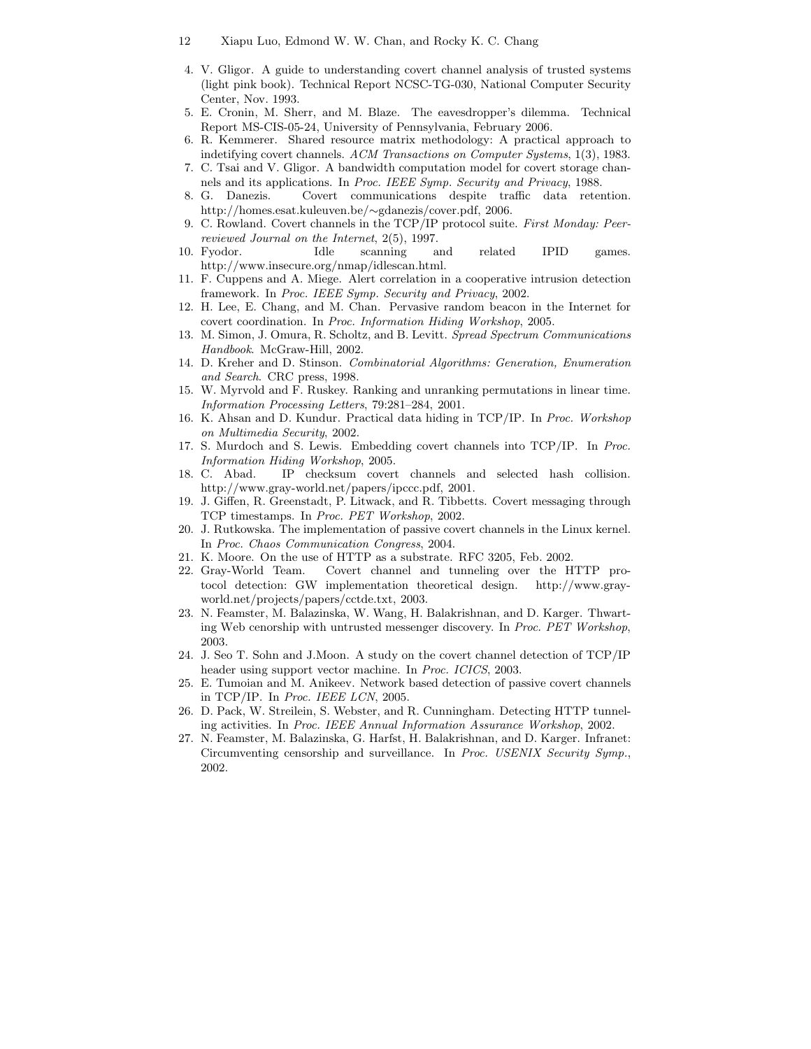4. V. Gligor. A guide to understanding covert channel analysis of trusted systems (light pink book). Technical Report NCSC-TG-030, National Computer Security Center, Nov. 1993.
5. E. Cronin, M. Sherr, and M. Blaze. The eavesdropper's dilemma. Technical Report MS-CIS-05-24, University of Pennsylvania, February 2006.
6. R. Kemmerer. Shared resource matrix methodology: A practical approach to indetifying covert channels. *ACM Transactions on Computer Systems*, 1(3), 1983.
7. C. Tsai and V. Gligor. A bandwidth computation model for covert storage channels and its applications. In *Proc. IEEE Symp. Security and Privacy*, 1988.
8. G. Danezis. Covert communications despite traffic data retention. http://homes.esat.kuleuven.be/∼gdanezis/cover.pdf, 2006.
9. C. Rowland. Covert channels in the TCP/IP protocol suite. *First Monday: Peer-reviewed Journal on the Internet*, 2(5), 1997.
10. Fyodor. Idle scanning and related IPID games. http://www.insecure.org/nmap/idlescan.html.
11. F. Cuppens and A. Miege. Alert correlation in a cooperative intrusion detection framework. In *Proc. IEEE Symp. Security and Privacy*, 2002.
12. H. Lee, E. Chang, and M. Chan. Pervasive random beacon in the Internet for covert coordination. In *Proc. Information Hiding Workshop*, 2005.
13. M. Simon, J. Omura, R. Scholtz, and B. Levitt. *Spread Spectrum Communications Handbook*. McGraw-Hill, 2002.
14. D. Kreher and D. Stinson. *Combinatorial Algorithms: Generation, Enumeration and Search*. CRC press, 1998.
15. W. Myrvold and F. Ruskey. Ranking and unranking permutations in linear time. *Information Processing Letters*, 79:281–284, 2001.
16. K. Ahsan and D. Kundur. Practical data hiding in TCP/IP. In *Proc. Workshop on Multimedia Security*, 2002.
17. S. Murdoch and S. Lewis. Embedding covert channels into TCP/IP. In *Proc. Information Hiding Workshop*, 2005.
18. C. Abad. IP checksum covert channels and selected hash collision. http://www.gray-world.net/papers/ipccc.pdf, 2001.
19. J. Giffen, R. Greenstadt, P. Litwack, and R. Tibbetts. Covert messaging through TCP timestamps. In *Proc. PET Workshop*, 2002.
20. J. Rutkowska. The implementation of passive covert channels in the Linux kernel. In *Proc. Chaos Communication Congress*, 2004.
21. K. Moore. On the use of HTTP as a substrate. RFC 3205, Feb. 2002.
22. Gray-World Team. Covert channel and tunneling over the HTTP protocol detection: GW implementation theoretical design. http://www.gray-world.net/projects/papers/cctde.txt, 2003.
23. N. Feamster, M. Balazinska, W. Wang, H. Balakrishnan, and D. Karger. Thwarting Web cenorship with untrusted messenger discovery. In *Proc. PET Workshop*, 2003.
24. J. Seo T. Sohn and J.Moon. A study on the covert channel detection of TCP/IP header using support vector machine. In *Proc. ICICS*, 2003.
25. E. Tumoian and M. Anikeev. Network based detection of passive covert channels in TCP/IP. In *Proc. IEEE LCN*, 2005.
26. D. Pack, W. Streilein, S. Webster, and R. Cunningham. Detecting HTTP tunneling activities. In *Proc. IEEE Annual Information Assurance Workshop*, 2002.
27. N. Feamster, M. Balazinska, G. Harfst, H. Balakrishnan, and D. Karger. Infranet: Circumventing censorship and surveillance. In *Proc. USENIX Security Symp.*, 2002.